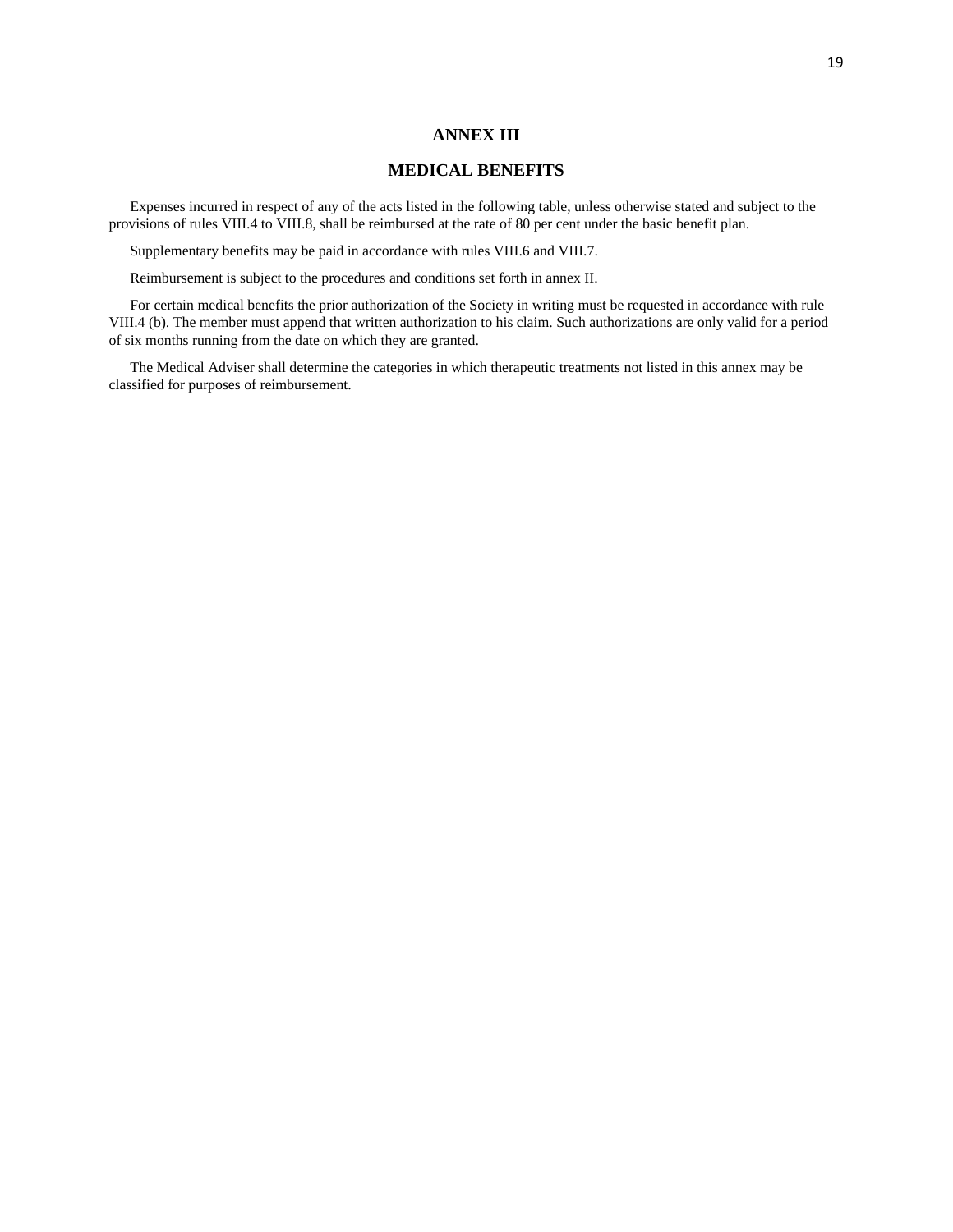# ANNEX III

## MEDICAL BENEFITS

Expenses incurred in respect of any of the acts listed in the following table, unless otherwise stated and subject to the provisions of rules VIII.4 to VIII.8, shall be reimbursed at the rate of 80 per cent under the basic benefit plan.

Supplementary benefits may be paid in accordance with rules VIII.6 and VIII.7.

Reimbursement is subject to the procedures and conditions set forth in annex II.

For certain medical benefits the prior authorization of the Society in writing must be requested in accordance with rule VIII.4 (b). The member must append that written authorization to his claim. Such authorizations are only valid for a period of six months running from the date on which they are granted.

The Medical Adviser shall determine the categories in which therapeutic treatments not listed in this annex may be classified for purposes of reimbursement.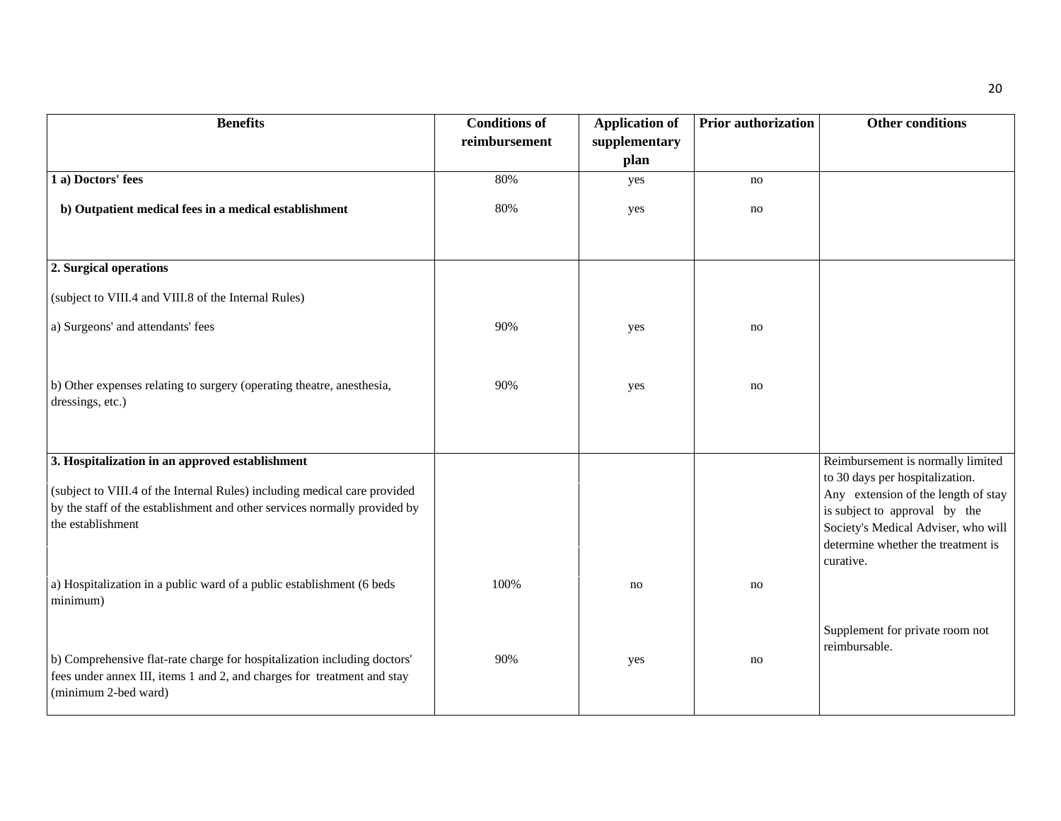| Benefits | Conditions of reimbursement | Application of supplementary plan | Prior authorization | Other conditions |
|---|---|---|---|---|
| **1 a) Doctors' fees** | 80% | yes | no | |
| **b) Outpatient medical fees in a medical establishment** | 80% | yes | no | |
| **2. Surgical operations** | | | | |
| (subject to VIII.4 and VIII.8 of the Internal Rules) | | | | |
| a) Surgeons' and attendants' fees | 90% | yes | no | |
| b) Other expenses relating to surgery (operating theatre, anesthesia, dressings, etc.) | 90% | yes | no | |
| **3. Hospitalization in an approved establishment** | | | | Reimbursement is normally limited to 30 days per hospitalization. Any extension of the length of stay is subject to approval by the Society's Medical Adviser, who will determine whether the treatment is curative. |
| (subject to VIII.4 of the Internal Rules) including medical care provided by the staff of the establishment and other services normally provided by the establishment | | | | |
| a) Hospitalization in a public ward of a public establishment (6 beds minimum) | 100% | no | no | |
| b) Comprehensive flat-rate charge for hospitalization including doctors' fees under annex III, items 1 and 2, and charges for treatment and stay (minimum 2-bed ward) | 90% | yes | no | Supplement for private room not reimbursable. |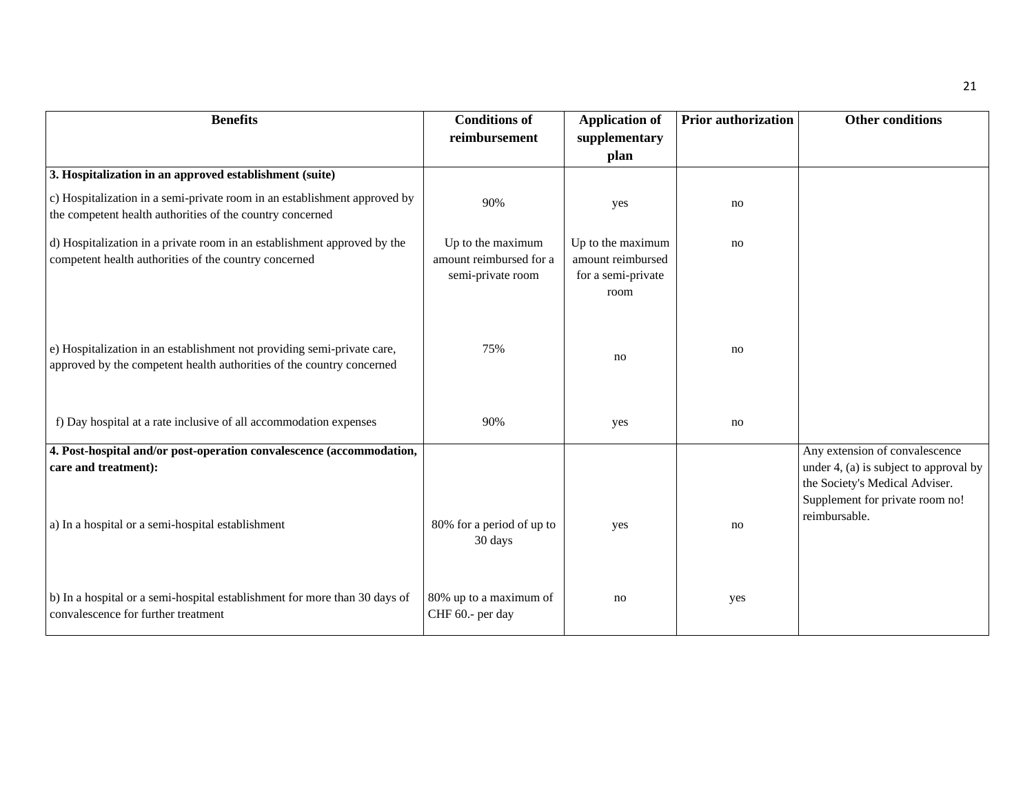| Benefits | Conditions of reimbursement | Application of supplementary plan | Prior authorization | Other conditions |
|---|---|---|---|---|
| **3. Hospitalization in an approved establishment (suite)** | | | | |
| c) Hospitalization in a semi-private room in an establishment approved by the competent health authorities of the country concerned | 90% | yes | no | |
| d) Hospitalization in a private room in an establishment approved by the competent health authorities of the country concerned | Up to the maximum amount reimbursed for a semi-private room | Up to the maximum amount reimbursed for a semi-private room | no | |
| e) Hospitalization in an establishment not providing semi-private care, approved by the competent health authorities of the country concerned | 75% | no | no | |
| f) Day hospital at a rate inclusive of all accommodation expenses | 90% | yes | no | |
| **4. Post-hospital and/or post-operation convalescence (accommodation, care and treatment):** | | | | Any extension of convalescence under 4, (a) is subject to approval by the Society's Medical Adviser. Supplement for private room no! reimbursable. |
| a) In a hospital or a semi-hospital establishment | 80% for a period of up to 30 days | yes | no | |
| b) In a hospital or a semi-hospital establishment for more than 30 days of convalescence for further treatment | 80% up to a maximum of CHF 60.- per day | no | yes | |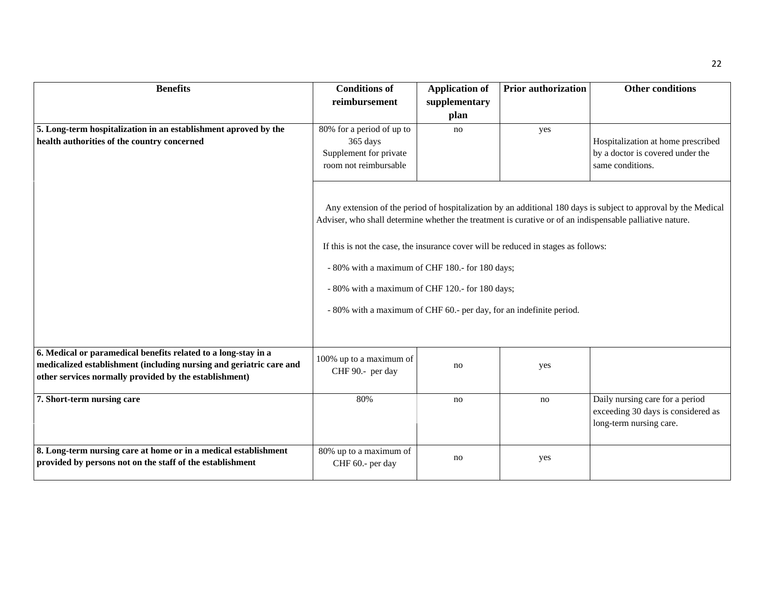| Benefits | Conditions of reimbursement | Application of supplementary plan | Prior authorization | Other conditions |
|---|---|---|---|---|
| **5. Long-term hospitalization in an establishment aproved by the health authorities of the country concerned** | 80% for a period of up to 365 days<br>Supplement for private room not reimbursable | no | yes | Hospitalization at home prescribed by a doctor is covered under the same conditions. |
| | Any extension of the period of hospitalization by an additional 180 days is subject to approval by the Medical Adviser, who shall determine whether the treatment is curative or of an indispensable palliative nature.<br><br>If this is not the case, the insurance cover will be reduced in stages as follows:<br><br>- 80% with a maximum of CHF 180.- for 180 days;<br>- 80% with a maximum of CHF 120.- for 180 days;<br>- 80% with a maximum of CHF 60.- per day, for an indefinite period. | | | |
| **6. Medical or paramedical benefits related to a long-stay in a medicalized establishment (including nursing and geriatric care and other services normally provided by the establishment)** | 100% up to a maximum of CHF 90.- per day | no | yes | |
| **7. Short-term nursing care** | 80% | no | no | Daily nursing care for a period exceeding 30 days is considered as long-term nursing care. |
| **8. Long-term nursing care at home or in a medical establishment provided by persons not on the staff of the establishment** | 80% up to a maximum of CHF 60.- per day | no | yes | |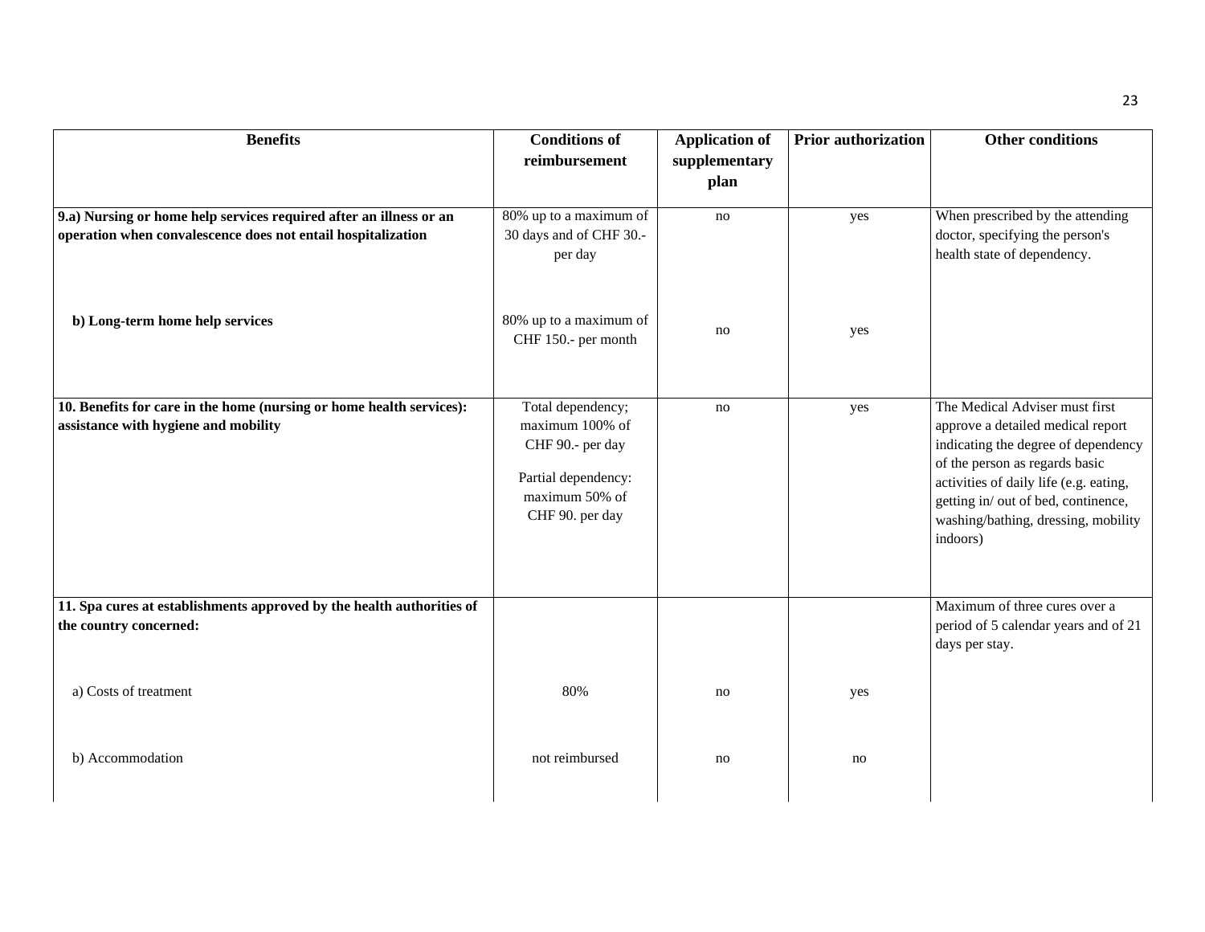| Benefits | Conditions of reimbursement | Application of supplementary plan | Prior authorization | Other conditions |
|---|---|---|---|---|
| **9.a) Nursing or home help services required after an illness or an operation when convalescence does not entail hospitalization** | 80% up to a maximum of 30 days and of CHF 30.- per day | no | yes | When prescribed by the attending doctor, specifying the person's health state of dependency. |
| **b) Long-term home help services** | 80% up to a maximum of CHF 150.- per month | no | yes | |
| **10. Benefits for care in the home (nursing or home health services): assistance with hygiene and mobility** | Total dependency; maximum 100% of CHF 90.- per day<br><br>Partial dependency: maximum 50% of CHF 90. per day | no | yes | The Medical Adviser must first approve a detailed medical report indicating the degree of dependency of the person as regards basic activities of daily life (e.g. eating, getting in/ out of bed, continence, washing/bathing, dressing, mobility indoors) |
| **11. Spa cures at establishments approved by the health authorities of the country concerned:** | | | | Maximum of three cures over a period of 5 calendar years and of 21 days per stay. |
| a) Costs of treatment | 80% | no | yes | |
| b) Accommodation | not reimbursed | no | no | |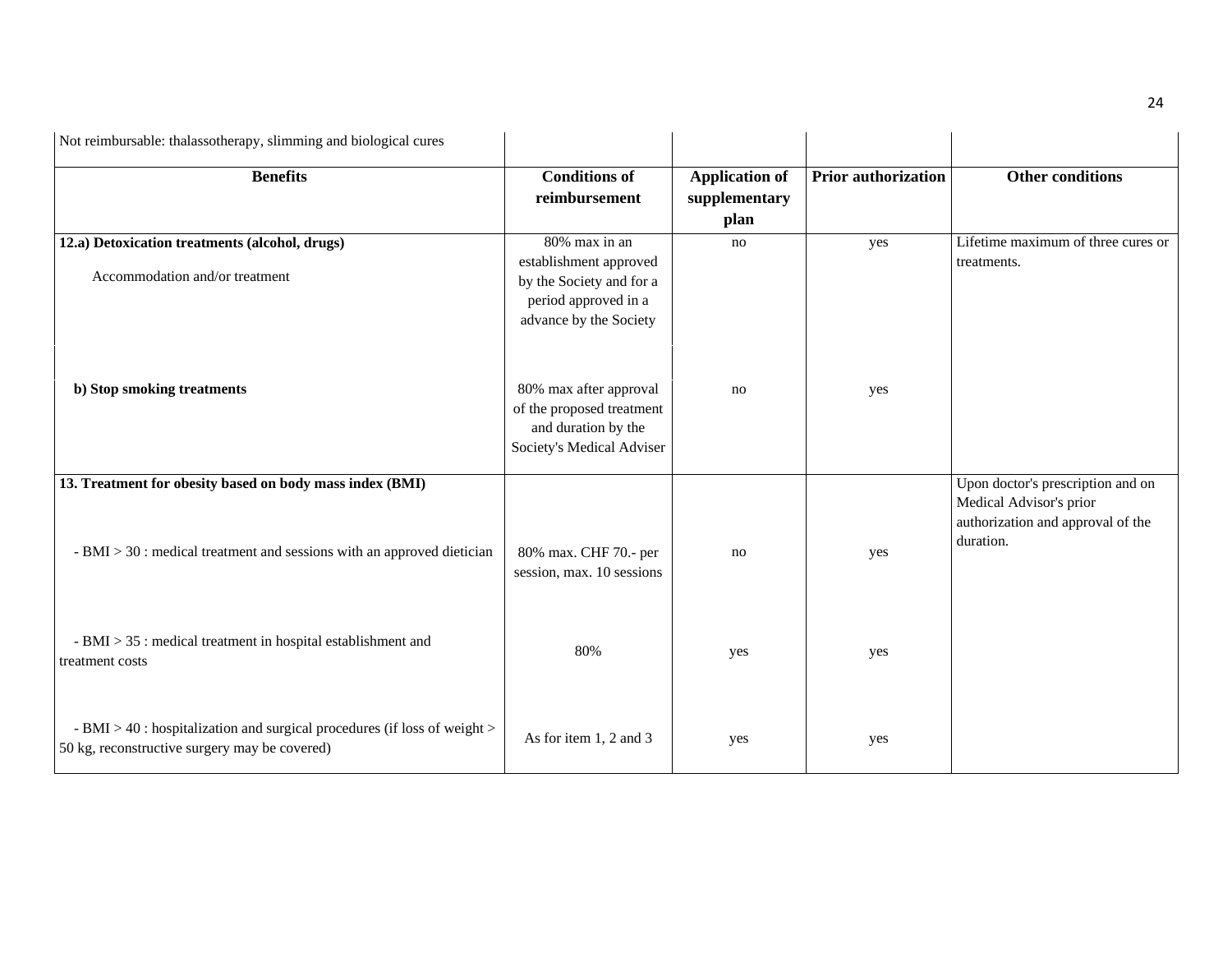| Not reimbursable: thalassotherapy, slimming and biological cures | | | | |
|---|---|---|---|---|
| **Benefits** | **Conditions of reimbursement** | **Application of supplementary plan** | **Prior authorization** | **Other conditions** |
| **12.a) Detoxication treatments (alcohol, drugs)**<br><br>Accommodation and/or treatment | 80% max in an establishment approved by the Society and for a period approved in a advance by the Society | no | yes | Lifetime maximum of three cures or treatments. |
| **b) Stop smoking treatments** | 80% max after approval of the proposed treatment and duration by the Society's Medical Adviser | no | yes | |
| **13. Treatment for obesity based on body mass index (BMI)** | | | | Upon doctor's prescription and on Medical Advisor's prior authorization and approval of the duration. |
| - BMI > 30 : medical treatment and sessions with an approved dietician | 80% max. CHF 70.- per session, max. 10 sessions | no | yes | |
| - BMI > 35 : medical treatment in hospital establishment and treatment costs | 80% | yes | yes | |
| - BMI > 40 : hospitalization and surgical procedures (if loss of weight > 50 kg, reconstructive surgery may be covered) | As for item 1, 2 and 3 | yes | yes | |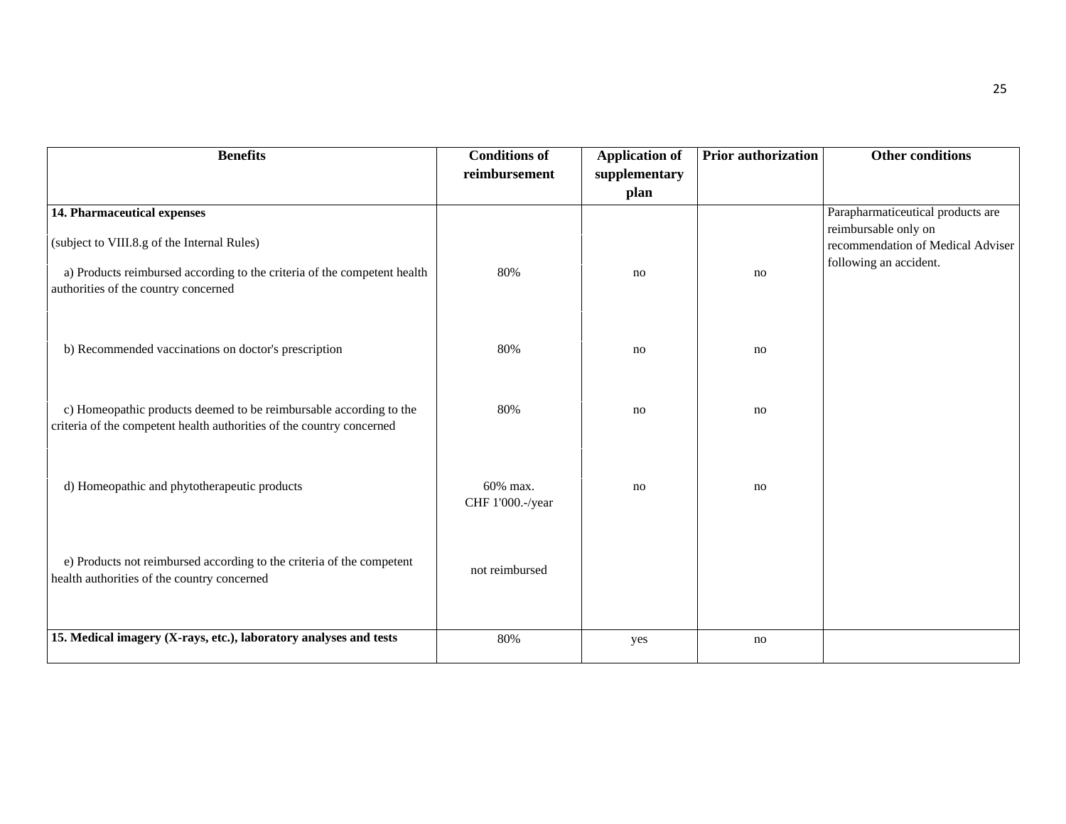| Benefits | Conditions of reimbursement | Application of supplementary plan | Prior authorization | Other conditions |
|---|---|---|---|---|
| **14. Pharmaceutical expenses**<br><br>(subject to VIII.8.g of the Internal Rules) | | | | Parapharmaticeutical products are reimbursable only on recommendation of Medical Adviser following an accident. |
| a) Products reimbursed according to the criteria of the competent health authorities of the country concerned | 80% | no | no | |
| b) Recommended vaccinations on doctor's prescription | 80% | no | no | |
| c) Homeopathic products deemed to be reimbursable according to the criteria of the competent health authorities of the country concerned | 80% | no | no | |
| d) Homeopathic and phytotherapeutic products | 60% max. CHF 1'000.-/year | no | no | |
| e) Products not reimbursed according to the criteria of the competent health authorities of the country concerned | not reimbursed | | | |
| **15. Medical imagery (X-rays, etc.), laboratory analyses and tests** | 80% | yes | no | |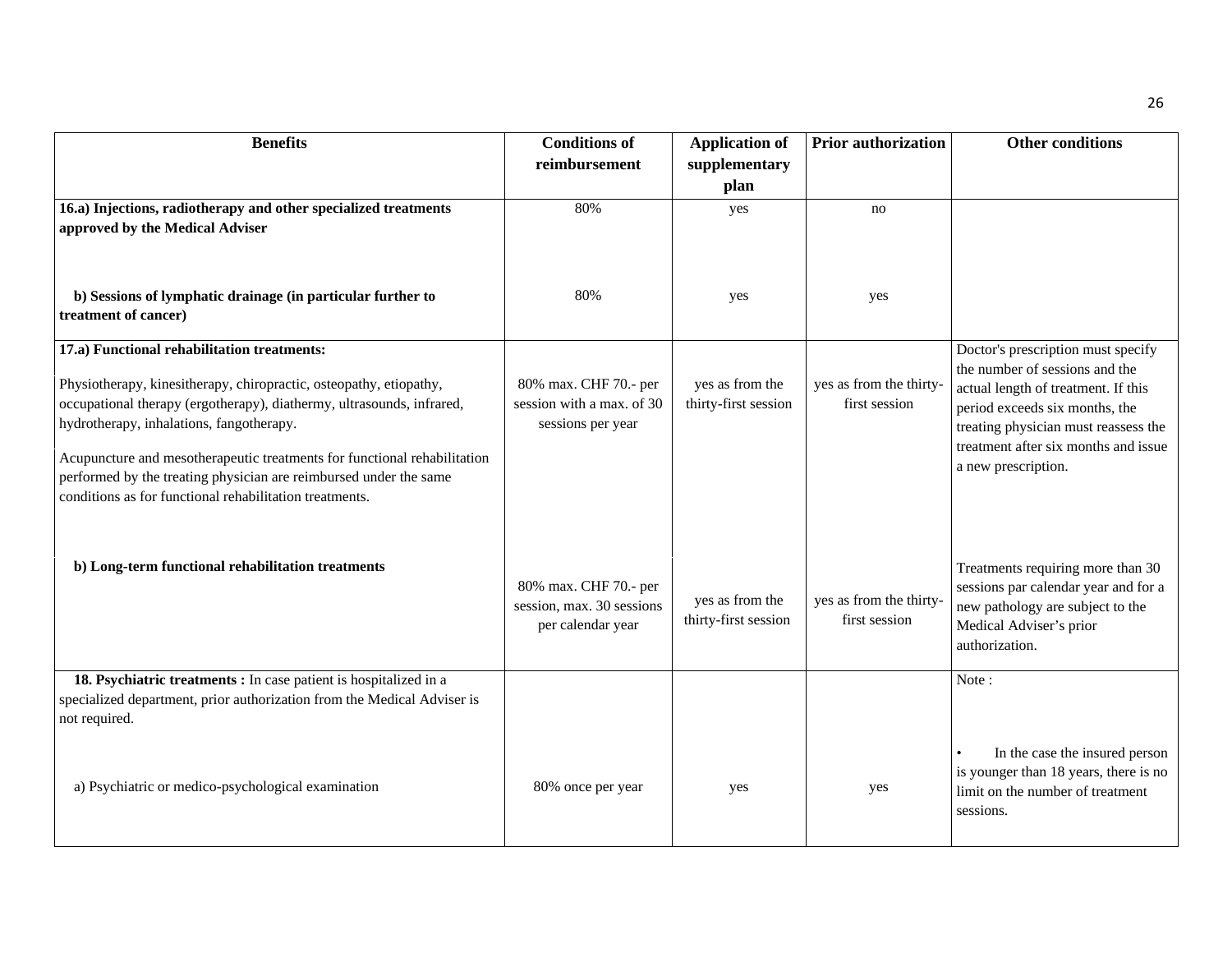| Benefits | Conditions of reimbursement | Application of supplementary plan | Prior authorization | Other conditions |
|---|---|---|---|---|
| **16.a) Injections, radiotherapy and other specialized treatments approved by the Medical Adviser** | 80% | yes | no | |
| **b) Sessions of lymphatic drainage (in particular further to treatment of cancer)** | 80% | yes | yes | |
| **17.a) Functional rehabilitation treatments:** Physiotherapy, kinesitherapy, chiropractic, osteopathy, etiopathy, occupational therapy (ergotherapy), diathermy, ultrasounds, infrared, hydrotherapy, inhalations, fangotherapy. Acupuncture and mesotherapeutic treatments for functional rehabilitation performed by the treating physician are reimbursed under the same conditions as for functional rehabilitation treatments. | 80% max. CHF 70.- per session with a max. of 30 sessions per year | yes as from the thirty-first session | yes as from the thirty-first session | Doctor's prescription must specify the number of sessions and the actual length of treatment. If this period exceeds six months, the treating physician must reassess the treatment after six months and issue a new prescription. |
| **b) Long-term functional rehabilitation treatments** | 80% max. CHF 70.- per session, max. 30 sessions per calendar year | yes as from the thirty-first session | yes as from the thirty-first session | Treatments requiring more than 30 sessions par calendar year and for a new pathology are subject to the Medical Adviser's prior authorization. |
| **18. Psychiatric treatments :** In case patient is hospitalized in a specialized department, prior authorization from the Medical Adviser is not required. | | | | Note : |
| a) Psychiatric or medico-psychological examination | 80% once per year | yes | yes | • In the case the insured person is younger than 18 years, there is no limit on the number of treatment sessions. |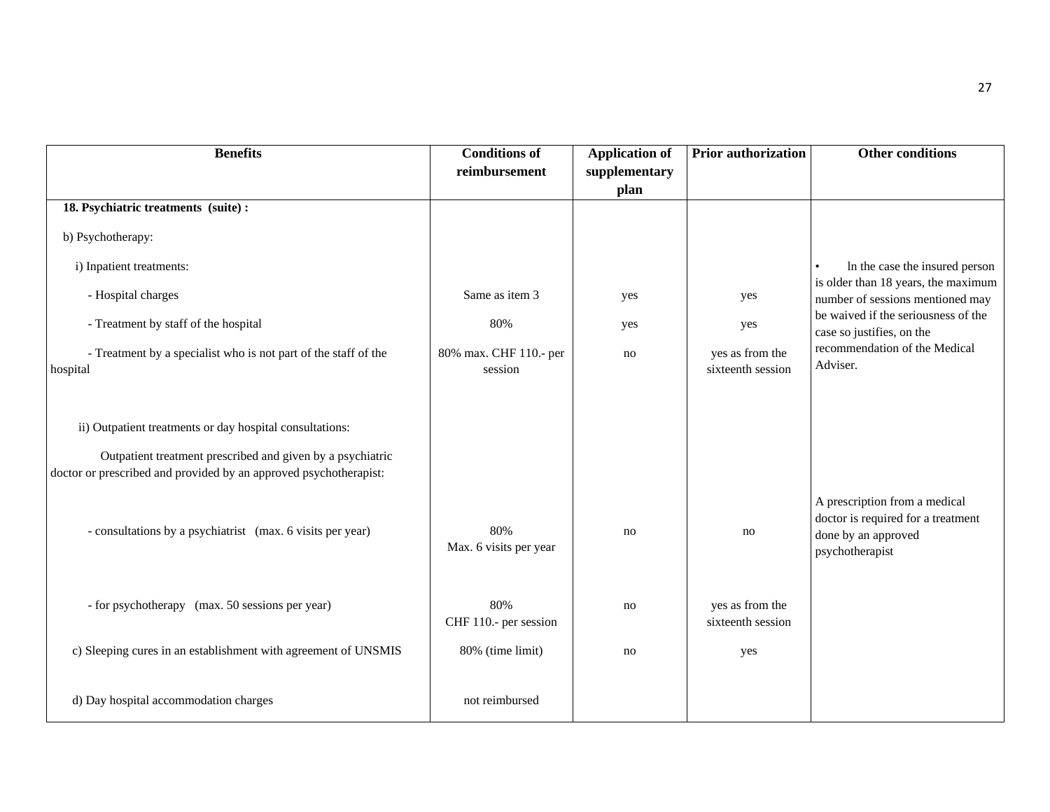| Benefits | Conditions of reimbursement | Application of supplementary plan | Prior authorization | Other conditions |
|---|---|---|---|---|
| **18. Psychiatric treatments (suite) :** | | | | |
| b) Psychotherapy: | | | | |
| i) Inpatient treatments: | | | | • ln the case the insured person is older than 18 years, the maximum number of sessions mentioned may be waived if the seriousness of the case so justifies, on the recommendation of the Medical Adviser. |
| - Hospital charges | Same as item 3 | yes | yes | |
| - Treatment by staff of the hospital | 80% | yes | yes | |
| - Treatment by a specialist who is not part of the staff of the hospital | 80% max. CHF 110.- per session | no | yes as from the sixteenth session | |
| ii) Outpatient treatments or day hospital consultations: | | | | |
| Outpatient treatment prescribed and given by a psychiatric doctor or prescribed and provided by an approved psychotherapist: | | | | |
| - consultations by a psychiatrist (max. 6 visits per year) | 80%<br>Max. 6 visits per year | no | no | A prescription from a medical doctor is required for a treatment done by an approved psychotherapist |
| - for psychotherapy (max. 50 sessions per year) | 80%<br>CHF 110.- per session | no | yes as from the sixteenth session | |
| c) Sleeping cures in an establishment with agreement of UNSMIS | 80% (time limit) | no | yes | |
| d) Day hospital accommodation charges | not reimbursed | | | |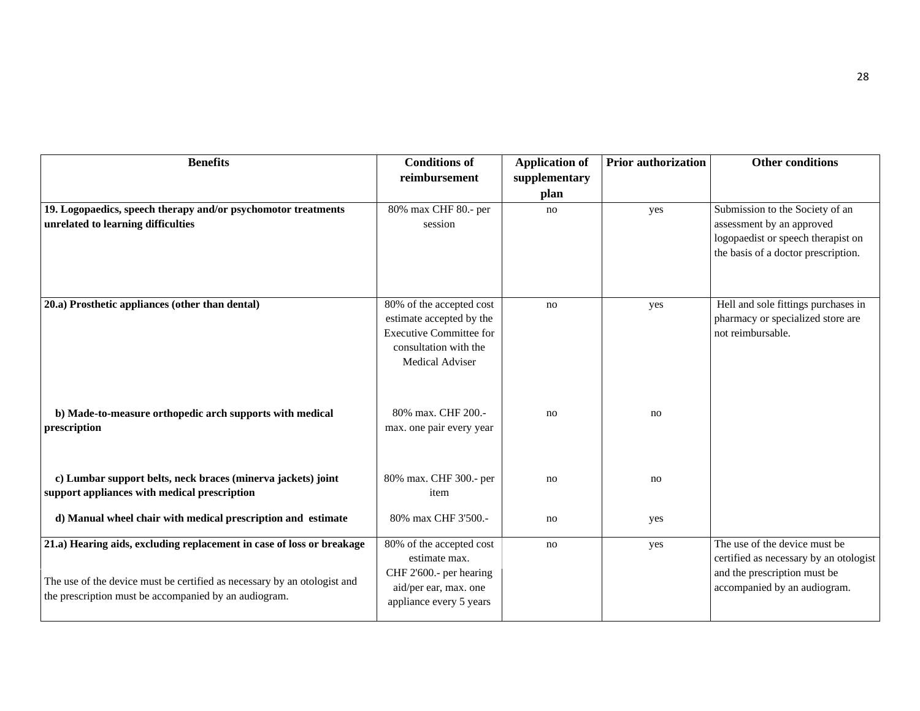| Benefits | Conditions of reimbursement | Application of supplementary plan | Prior authorization | Other conditions |
|---|---|---|---|---|
| **19. Logopaedics, speech therapy and/or psychomotor treatments unrelated to learning difficulties** | 80% max CHF 80.- per session | no | yes | Submission to the Society of an assessment by an approved logopaedist or speech therapist on the basis of a doctor prescription. |
| **20.a) Prosthetic appliances (other than dental)** | 80% of the accepted cost estimate accepted by the Executive Committee for consultation with the Medical Adviser | no | yes | Hell and sole fittings purchases in pharmacy or specialized store are not reimbursable. |
| **b) Made-to-measure orthopedic arch supports with medical prescription** | 80% max. CHF 200.- max. one pair every year | no | no | |
| **c) Lumbar support belts, neck braces (minerva jackets) joint support appliances with medical prescription** | 80% max. CHF 300.- per item | no | no | |
| **d) Manual wheel chair with medical prescription and estimate** | 80% max CHF 3'500.- | no | yes | |
| **21.a) Hearing aids, excluding replacement in case of loss or breakage**<br><br>The use of the device must be certified as necessary by an otologist and the prescription must be accompanied by an audiogram. | 80% of the accepted cost estimate max. CHF 2'600.- per hearing aid/per ear, max. one appliance every 5 years | no | yes | The use of the device must be certified as necessary by an otologist and the prescription must be accompanied by an audiogram. |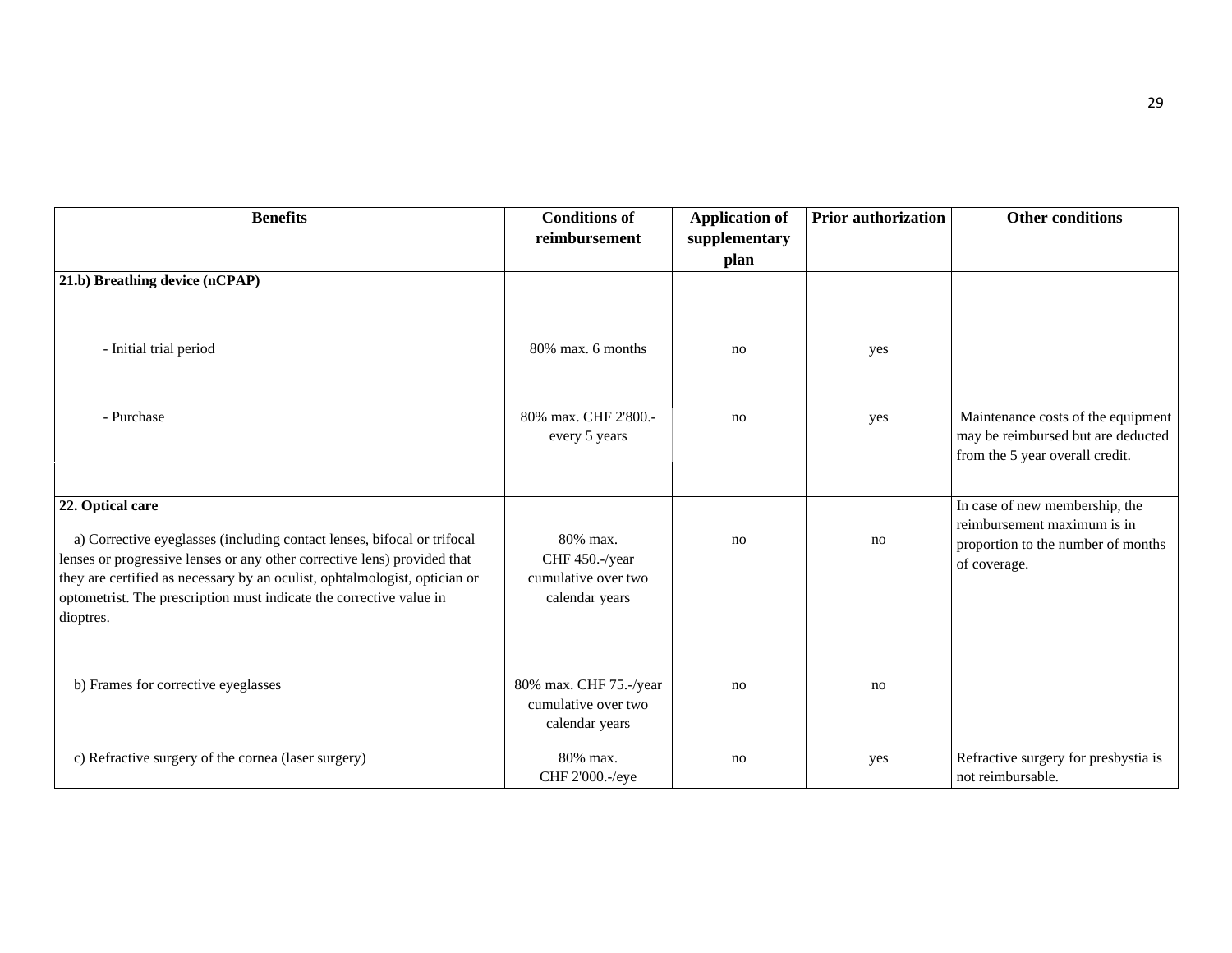| Benefits | Conditions of reimbursement | Application of supplementary plan | Prior authorization | Other conditions |
| --- | --- | --- | --- | --- |
| **21.b) Breathing device (nCPAP)** | | | | |
| - Initial trial period | 80% max. 6 months | no | yes | |
| - Purchase | 80% max. CHF 2'800.- every 5 years | no | yes | Maintenance costs of the equipment may be reimbursed but are deducted from the 5 year overall credit. |
| **22. Optical care** | | | | In case of new membership, the reimbursement maximum is in proportion to the number of months of coverage. |
| a) Corrective eyeglasses (including contact lenses, bifocal or trifocal lenses or progressive lenses or any other corrective lens) provided that they are certified as necessary by an oculist, ophtalmologist, optician or optometrist. The prescription must indicate the corrective value in dioptres. | 80% max. CHF 450.-/year cumulative over two calendar years | no | no | |
| b) Frames for corrective eyeglasses | 80% max. CHF 75.-/year cumulative over two calendar years | no | no | |
| c) Refractive surgery of the cornea (laser surgery) | 80% max. CHF 2'000.-/eye | no | yes | Refractive surgery for presbystia is not reimbursable. |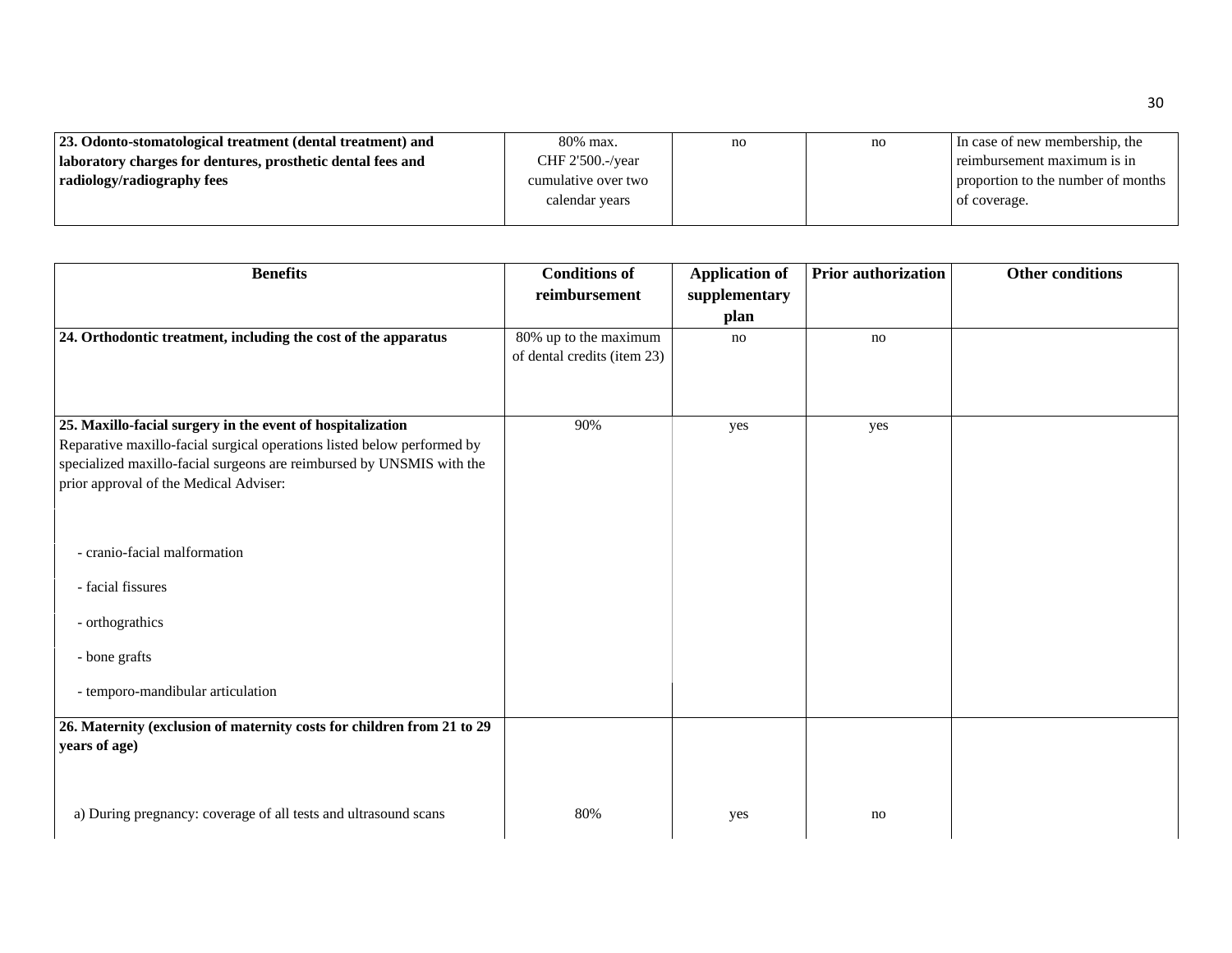| Benefits | Conditions of reimbursement | Application of supplementary plan | Prior authorization | Other conditions |
|---|---|---|---|---|
| **23. Odonto-stomatological treatment (dental treatment) and laboratory charges for dentures, prosthetic dental fees and radiology/radiography fees** | 80% max. CHF 2'500.-/year cumulative over two calendar years | no | no | In case of new membership, the reimbursement maximum is in proportion to the number of months of coverage. |
| **24. Orthodontic treatment, including the cost of the apparatus** | 80% up to the maximum of dental credits (item 23) | no | no | |
| **25. Maxillo-facial surgery in the event of hospitalization**<br>Reparative maxillo-facial surgical operations listed below performed by specialized maxillo-facial surgeons are reimbursed by UNSMIS with the prior approval of the Medical Adviser:<br>- cranio-facial malformation<br>- facial fissures<br>- orthograthics<br>- bone grafts<br>- temporo-mandibular articulation | 90% | yes | yes | |
| **26. Maternity (exclusion of maternity costs for children from 21 to 29 years of age)** | | | | |
| a) During pregnancy: coverage of all tests and ultrasound scans | 80% | yes | no | |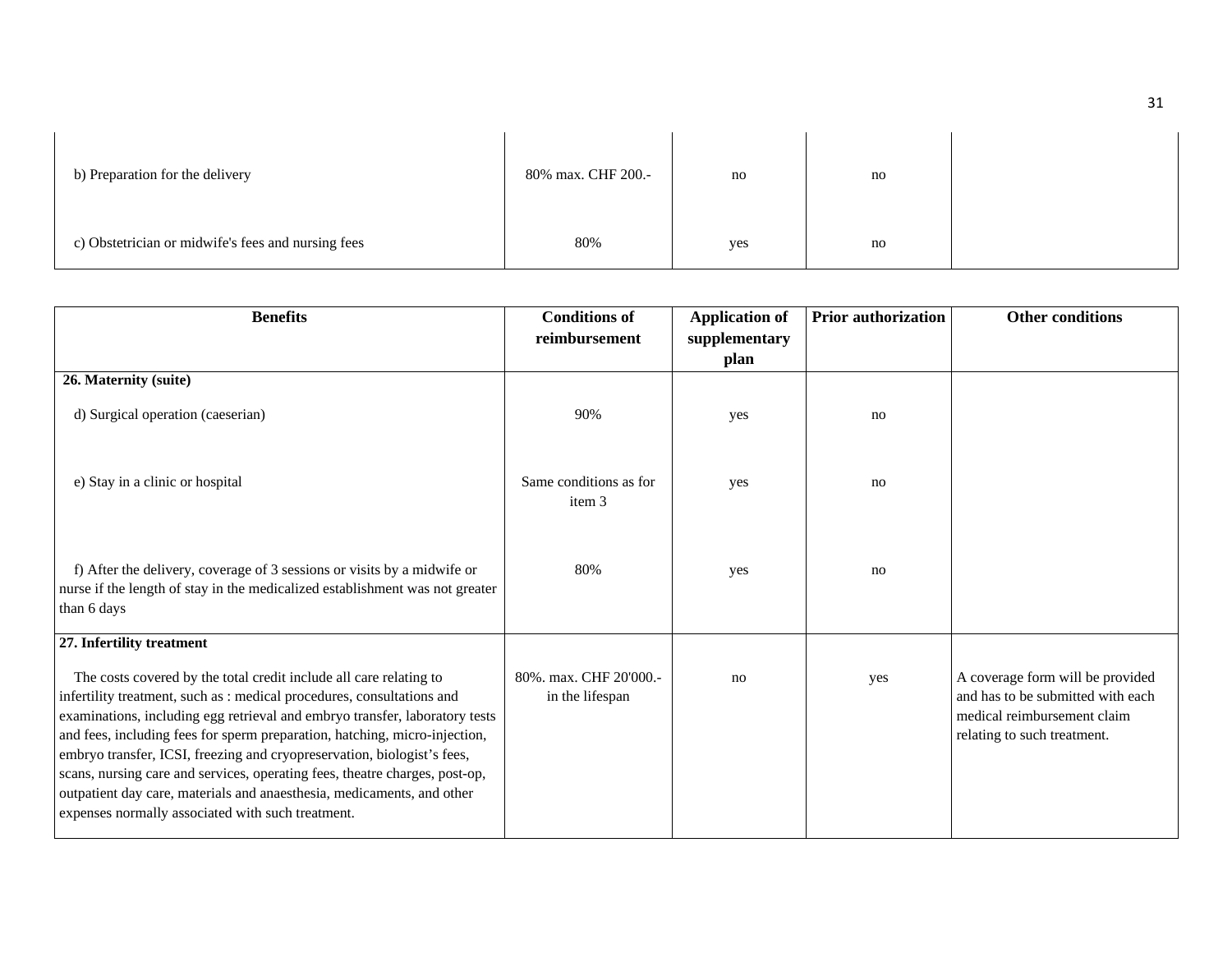| | | | | |
|---|---|---|---|---|
| b) Preparation for the delivery | 80% max. CHF 200.- | no | no | |
| c) Obstetrician or midwife's fees and nursing fees | 80% | yes | no | |

| Benefits | Conditions of reimbursement | Application of supplementary plan | Prior authorization | Other conditions |
|---|---|---|---|---|
| **26. Maternity (suite)** | | | | |
| d) Surgical operation (caeserian) | 90% | yes | no | |
| e) Stay in a clinic or hospital | Same conditions as for item 3 | yes | no | |
| f) After the delivery, coverage of 3 sessions or visits by a midwife or nurse if the length of stay in the medicalized establishment was not greater than 6 days | 80% | yes | no | |
| **27. Infertility treatment** | | | | |
| The costs covered by the total credit include all care relating to infertility treatment, such as : medical procedures, consultations and examinations, including egg retrieval and embryo transfer, laboratory tests and fees, including fees for sperm preparation, hatching, micro-injection, embryo transfer, ICSI, freezing and cryopreservation, biologist's fees, scans, nursing care and services, operating fees, theatre charges, post-op, outpatient day care, materials and anaesthesia, medicaments, and other expenses normally associated with such treatment. | 80%. max. CHF 20'000.- in the lifespan | no | yes | A coverage form will be provided and has to be submitted with each medical reimbursement claim relating to such treatment. |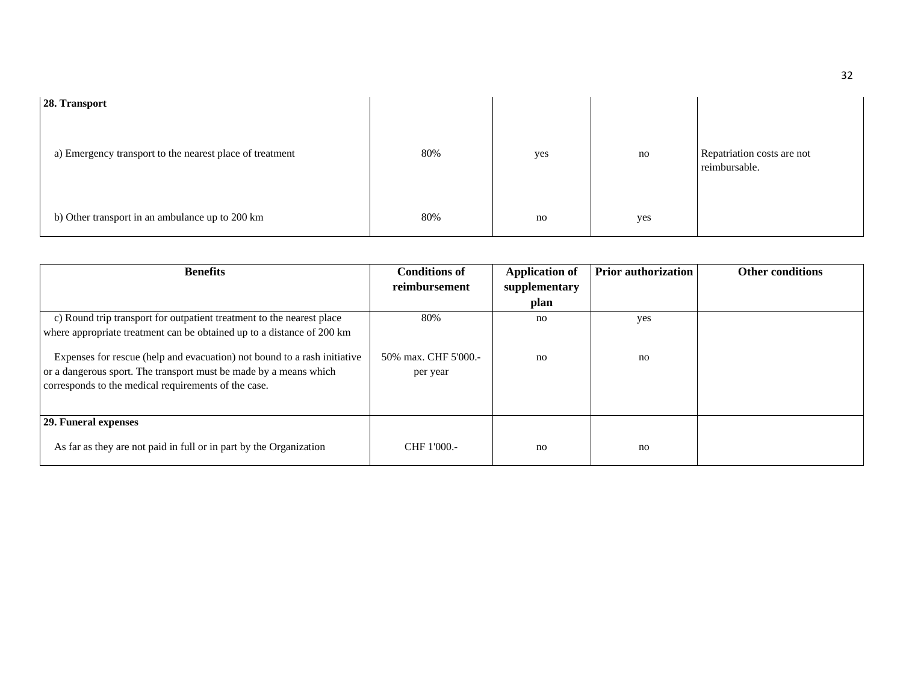| Benefits | Conditions of reimbursement | Application of supplementary plan | Prior authorization | Other conditions |
|---|---|---|---|---|
| **28. Transport** | | | | |
| a) Emergency transport to the nearest place of treatment | 80% | yes | no | Repatriation costs are not reimbursable. |
| b) Other transport in an ambulance up to 200 km | 80% | no | yes | |
| c) Round trip transport for outpatient treatment to the nearest place where appropriate treatment can be obtained up to a distance of 200 km | 80% | no | yes | |
| Expenses for rescue (help and evacuation) not bound to a rash initiative or a dangerous sport. The transport must be made by a means which corresponds to the medical requirements of the case. | 50% max. CHF 5'000.- per year | no | no | |
| **29. Funeral expenses** | | | | |
| As far as they are not paid in full or in part by the Organization | CHF 1'000.- | no | no | |